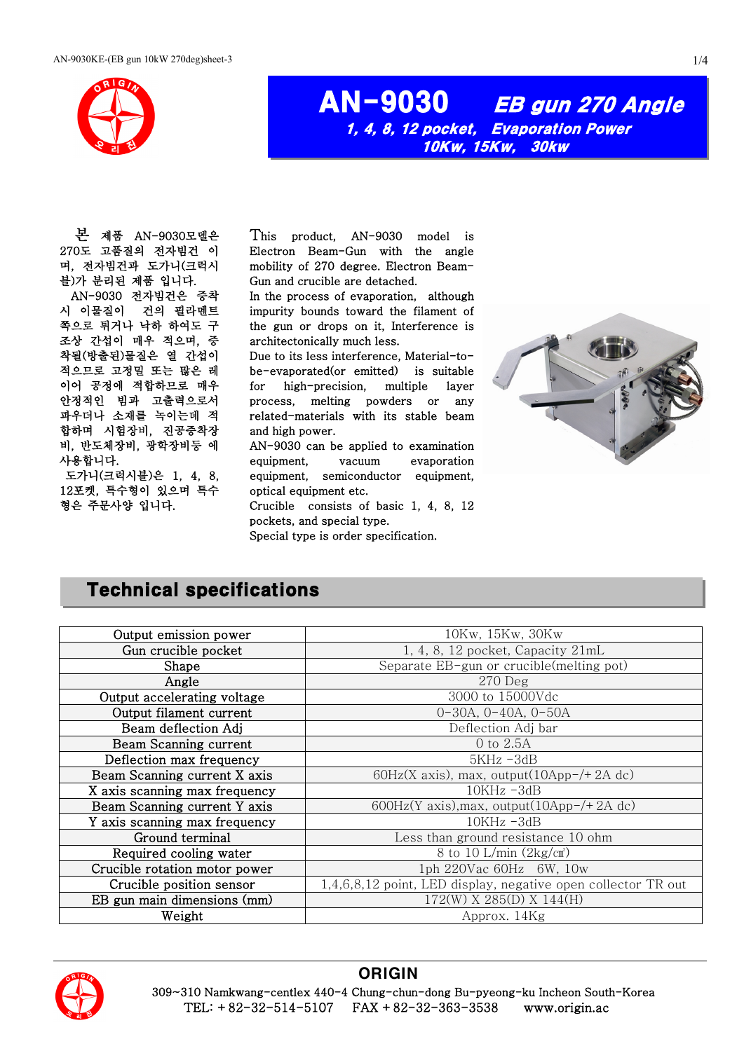# AN-9030 EB gun 270 Angle

**1, 4, 8, 12 pocket, Evaporation Power 10Kw, 15Kw, 30kw**

본 제품 AN-9030모델은 270도 고품질의 전자빔건 이며, 전자빔건과 도가니(크럭시블)가 분리된 제품 입니다.

AN-9030 전자빔건은 증착시 이물질이 건의 필라멘트 쪽으로 튀거나 낙하 하여도 구조상 간섭이 매우 적으며, 증착될(방출된)물질은 열 간섭이 적으므로 고정밀 또는 많은 레이어 공정에 적합하므로 매우 안정적인 빔과 고출력으로서 파우더나 소재를 녹이는데 적합하며 시험장비, 진공증착장비, 반도체장비, 광학장비등 에 사용합니다.

도가니(크럭시블)은 1, 4, 8, 12포켓, 특수형이 있으며 특수형은 주문사양 입니다.

This product, AN-9030 model is Electron Beam-Gun with the angle mobility of 270 degree. Electron Beam-Gun and crucible are detached.

In the process of evaporation, although impurity bounds toward the filament of the gun or drops on it, Interference is architectonically much less.

Due to its less interference, Material-to-be-evaporated(or emitted) is suitable for high-precision, multiple layer process, melting powders or any related-materials with its stable beam and high power.

AN-9030 can be applied to examination equipment, vacuum evaporation equipment, semiconductor equipment, optical equipment etc.

Crucible consists of basic 1, 4, 8, 12 pockets, and special type.

Special type is order specification.

## Technical specifications

| Item | Specification |
|---|---|
| Output emission power | 10Kw, 15Kw, 30Kw |
| Gun crucible pocket | 1, 4, 8, 12 pocket, Capacity 21mL |
| Shape | Separate EB-gun or crucible(melting pot) |
| Angle | 270 Deg |
| Output accelerating voltage | 3000 to 15000Vdc |
| Output filament current | 0-30A, 0-40A, 0-50A |
| Beam deflection Adj | Deflection Adj bar |
| Beam Scanning current | 0 to 2.5A |
| Deflection max frequency | 5KHz -3dB |
| Beam Scanning current X axis | 60Hz(X axis), max, output(10App-/+ 2A dc) |
| X axis scanning max frequency | 10KHz -3dB |
| Beam Scanning current Y axis | 600Hz(Y axis),max, output(10App-/+ 2A dc) |
| Y axis scanning max frequency | 10KHz -3dB |
| Ground terminal | Less than ground resistance 10 ohm |
| Required cooling water | 8 to 10 L/min (2kg/㎠) |
| Crucible rotation motor power | 1ph 220Vac 60Hz 6W, 10w |
| Crucible position sensor | 1,4,6,8,12 point, LED display, negative open collector TR out |
| EB gun main dimensions (mm) | 172(W) X 285(D) X 144(H) |
| Weight | Approx. 14Kg |

**ORIGIN**

309~310 Namkwang-centlex 440-4 Chung-chun-dong Bu-pyeong-ku Incheon South-Korea

TEL: +82-32-514-5107 FAX +82-32-363-3538 www.origin.ac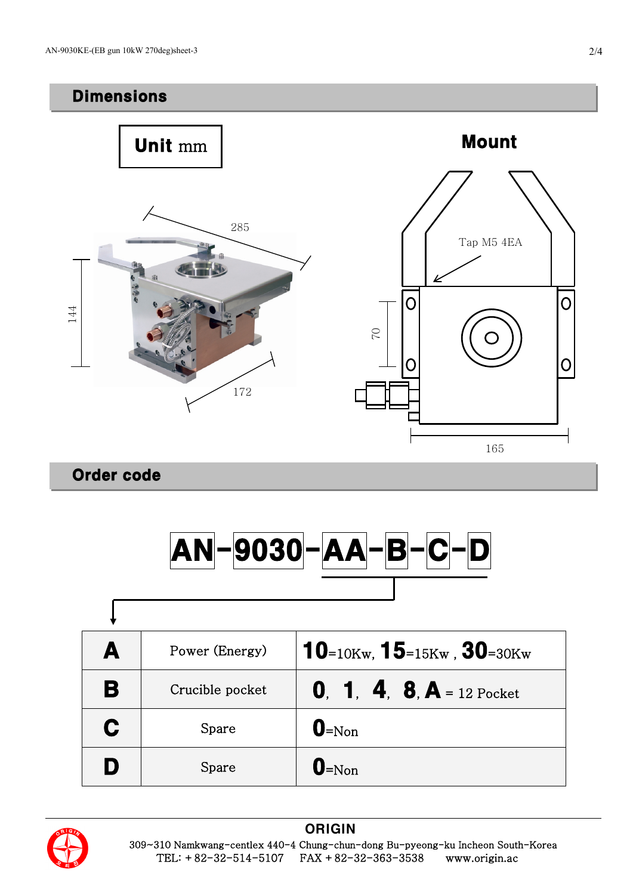## Dimensions

**Unit** mm

**Mount**

285

144

172

Tap M5 4EA

70

165

## Order code

**AN-9030-AA-B-C-D**

| | | |
|---|---|---|
| **A** | Power (Energy) | **10**=10Kw, **15**=15Kw , **30**=30Kw |
| **B** | Crucible pocket | **0**, **1**, **4**, **8**, **A** = 12 Pocket |
| **C** | Spare | **0**=Non |
| **D** | Spare | **0**=Non |

**ORIGIN**

309~310 Namkwang-centlex 440-4 Chung-chun-dong Bu-pyeong-ku Incheon South-Korea
TEL: +82-32-514-5107 FAX +82-32-363-3538 www.origin.ac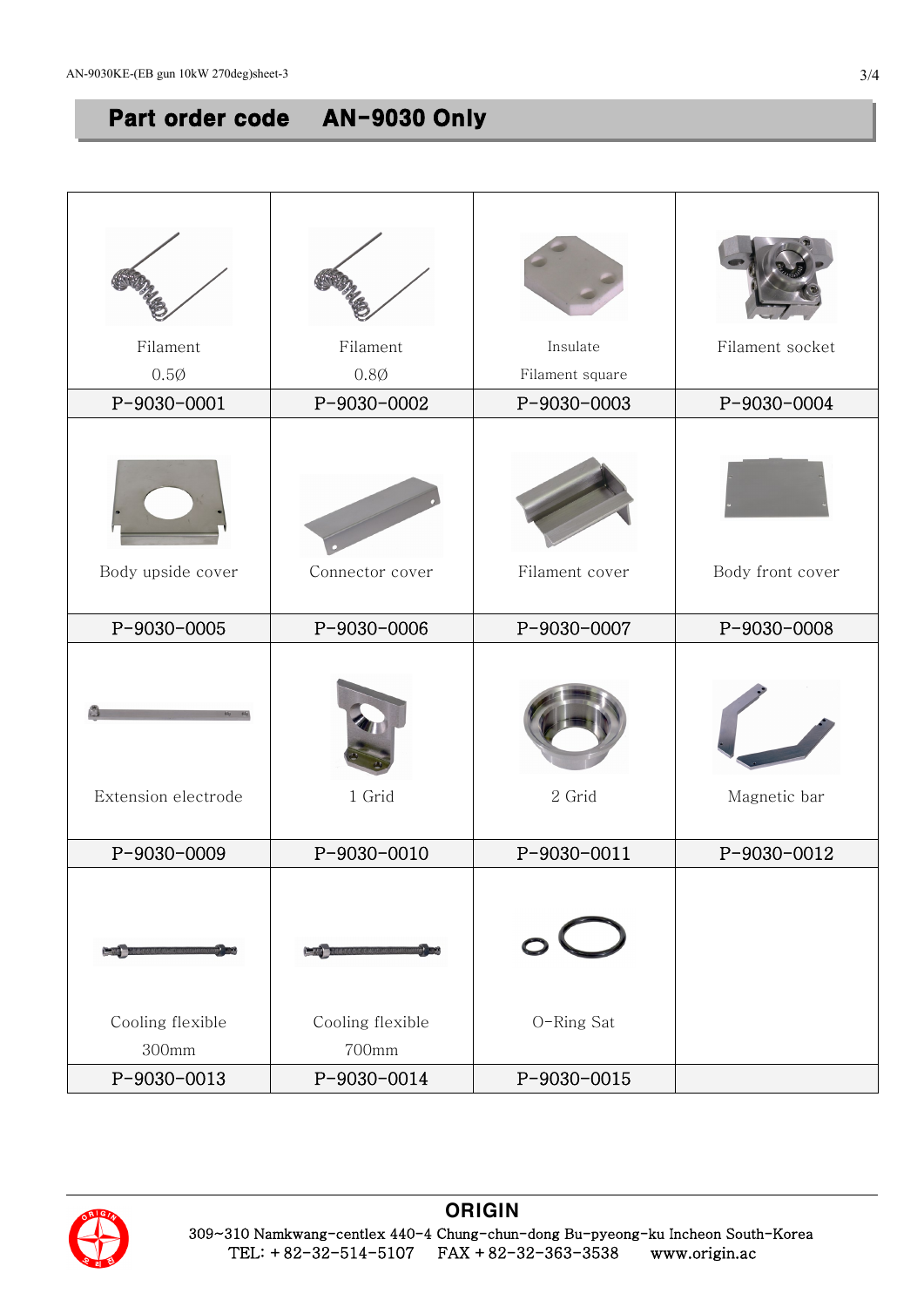## Part order code　AN-9030 Only

| | | | |
|---|---|---|---|
| Filament 0.5Ø | Filament 0.8Ø | Insulate Filament square | Filament socket |
| P-9030-0001 | P-9030-0002 | P-9030-0003 | P-9030-0004 |
| Body upside cover | Connector cover | Filament cover | Body front cover |
| P-9030-0005 | P-9030-0006 | P-9030-0007 | P-9030-0008 |
| Extension electrode | 1 Grid | 2 Grid | Magnetic bar |
| P-9030-0009 | P-9030-0010 | P-9030-0011 | P-9030-0012 |
| Cooling flexible 300mm | Cooling flexible 700mm | O-Ring Sat | |
| P-9030-0013 | P-9030-0014 | P-9030-0015 | |

**ORIGIN**

309~310 Namkwang-centlex 440-4 Chung-chun-dong Bu-pyeong-ku Incheon South-Korea

TEL: + 82-32-514-5107　FAX + 82-32-363-3538　www.origin.ac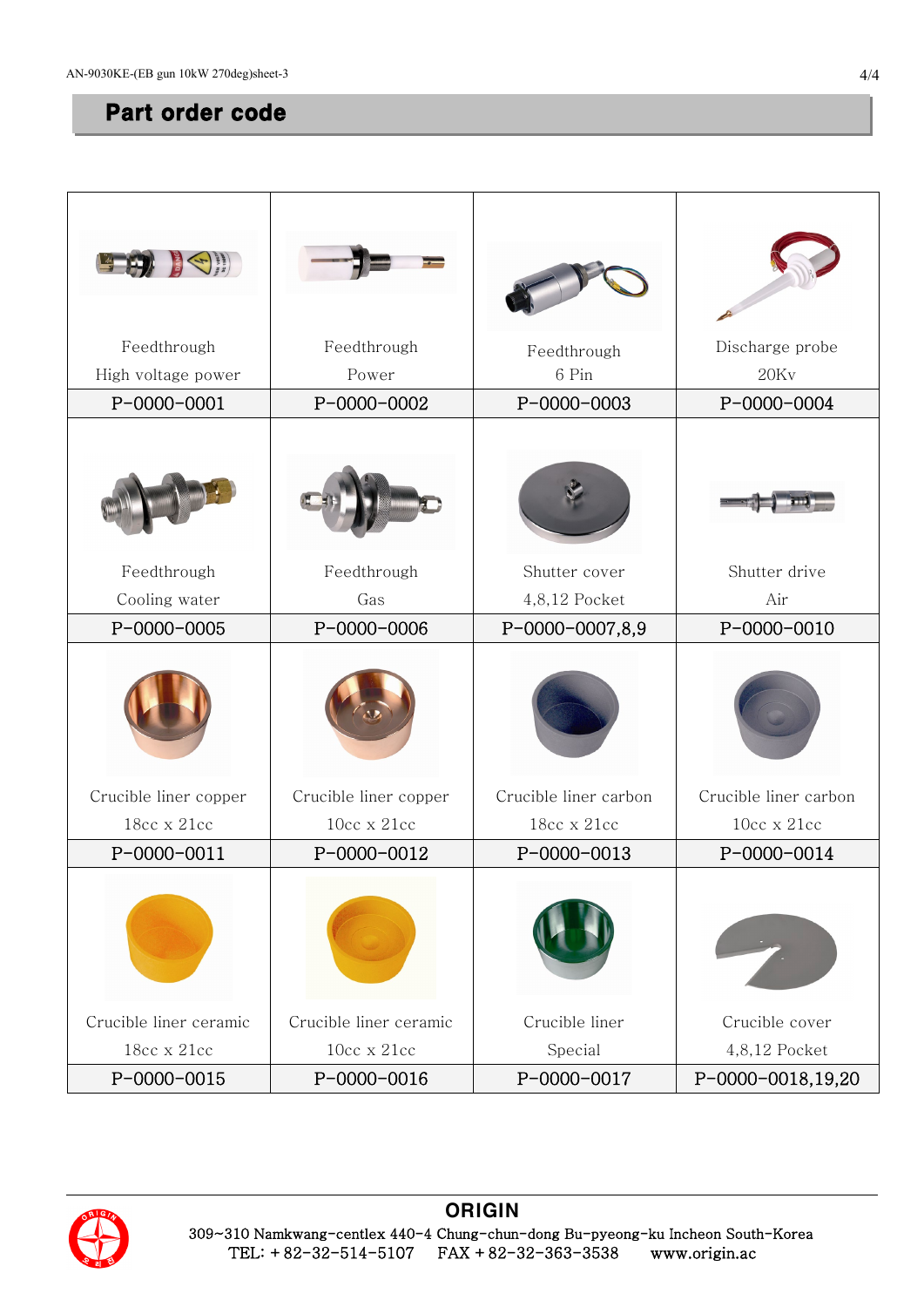## Part order code

| | | | |
|---|---|---|---|
| Feedthrough<br>High voltage power | Feedthrough<br>Power | Feedthrough<br>6 Pin | Discharge probe<br>20Kv |
| P-0000-0001 | P-0000-0002 | P-0000-0003 | P-0000-0004 |
| Feedthrough<br>Cooling water | Feedthrough<br>Gas | Shutter cover<br>4,8,12 Pocket | Shutter drive<br>Air |
| P-0000-0005 | P-0000-0006 | P-0000-0007,8,9 | P-0000-0010 |
| Crucible liner copper<br>18cc x 21cc | Crucible liner copper<br>10cc x 21cc | Crucible liner carbon<br>18cc x 21cc | Crucible liner carbon<br>10cc x 21cc |
| P-0000-0011 | P-0000-0012 | P-0000-0013 | P-0000-0014 |
| Crucible liner ceramic<br>18cc x 21cc | Crucible liner ceramic<br>10cc x 21cc | Crucible liner<br>Special | Crucible cover<br>4,8,12 Pocket |
| P-0000-0015 | P-0000-0016 | P-0000-0017 | P-0000-0018,19,20 |

**ORIGIN**

309~310 Namkwang-centlex 440-4 Chung-chun-dong Bu-pyeong-ku Incheon South-Korea

TEL: +82-32-514-5107 FAX +82-32-363-3538 www.origin.ac